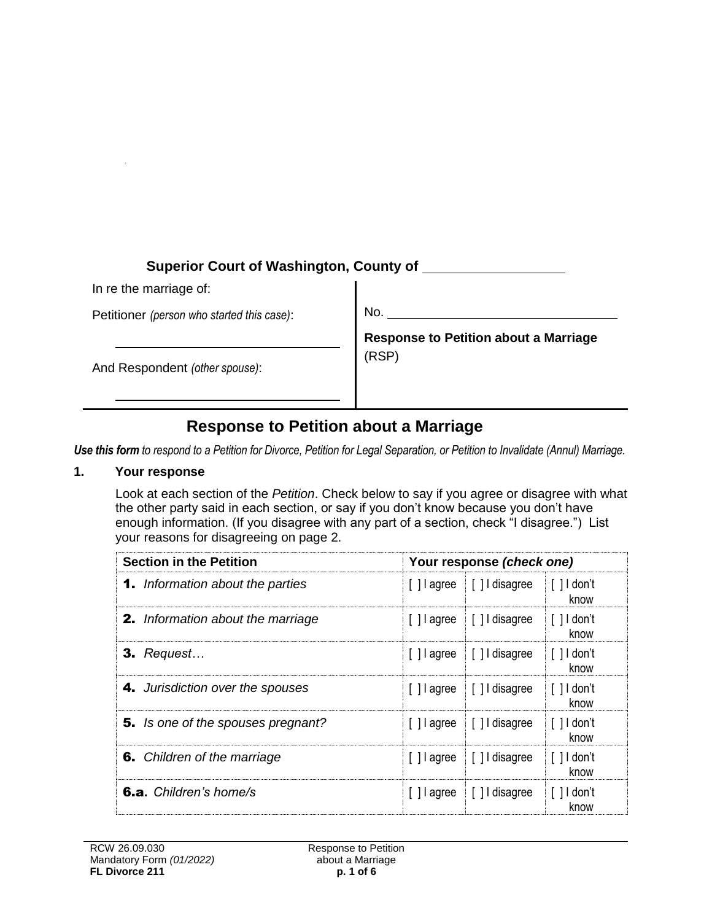**Superior Court of Washington, County of** \_\_\_\_\_\_\_\_\_\_\_\_\_\_\_\_\_\_

In re the marriage of:

Petitioner *(person who started this case)*:

\_\_\_\_\_\_\_\_\_\_\_\_\_\_\_\_\_\_\_\_\_\_\_\_\_\_\_\_\_\_

And Respondent *(other spouse)*:

\_\_\_\_\_\_\_\_\_\_\_\_\_\_\_\_\_\_\_\_\_\_\_\_\_\_\_\_\_\_

No. \_\_\_\_\_\_\_\_\_\_\_\_\_\_\_\_\_\_\_\_\_\_\_\_\_\_\_\_\_\_

**Response to Petition about a Marriage**
(RSP)

# Response to Petition about a Marriage

***Use this form*** *to respond to a Petition for Divorce, Petition for Legal Separation, or Petition to Invalidate (Annul) Marriage.*

**1. Your response**

Look at each section of the *Petition*. Check below to say if you agree or disagree with what the other party said in each section, or say if you don't know because you don't have enough information. (If you disagree with any part of a section, check "I disagree.") List your reasons for disagreeing on page 2.

| Section in the Petition | Your response *(check one)* | | |
|---|---|---|---|
| **1.** *Information about the parties* | [ ] I agree | [ ] I disagree | [ ] I don't know |
| **2.** *Information about the marriage* | [ ] I agree | [ ] I disagree | [ ] I don't know |
| **3.** *Request…* | [ ] I agree | [ ] I disagree | [ ] I don't know |
| **4.** *Jurisdiction over the spouses* | [ ] I agree | [ ] I disagree | [ ] I don't know |
| **5.** *Is one of the spouses pregnant?* | [ ] I agree | [ ] I disagree | [ ] I don't know |
| **6.** *Children of the marriage* | [ ] I agree | [ ] I disagree | [ ] I don't know |
| **6.a.** *Children's home/s* | [ ] I agree | [ ] I disagree | [ ] I don't know |

RCW 26.09.030
Mandatory Form *(01/2022)*
**FL Divorce 211**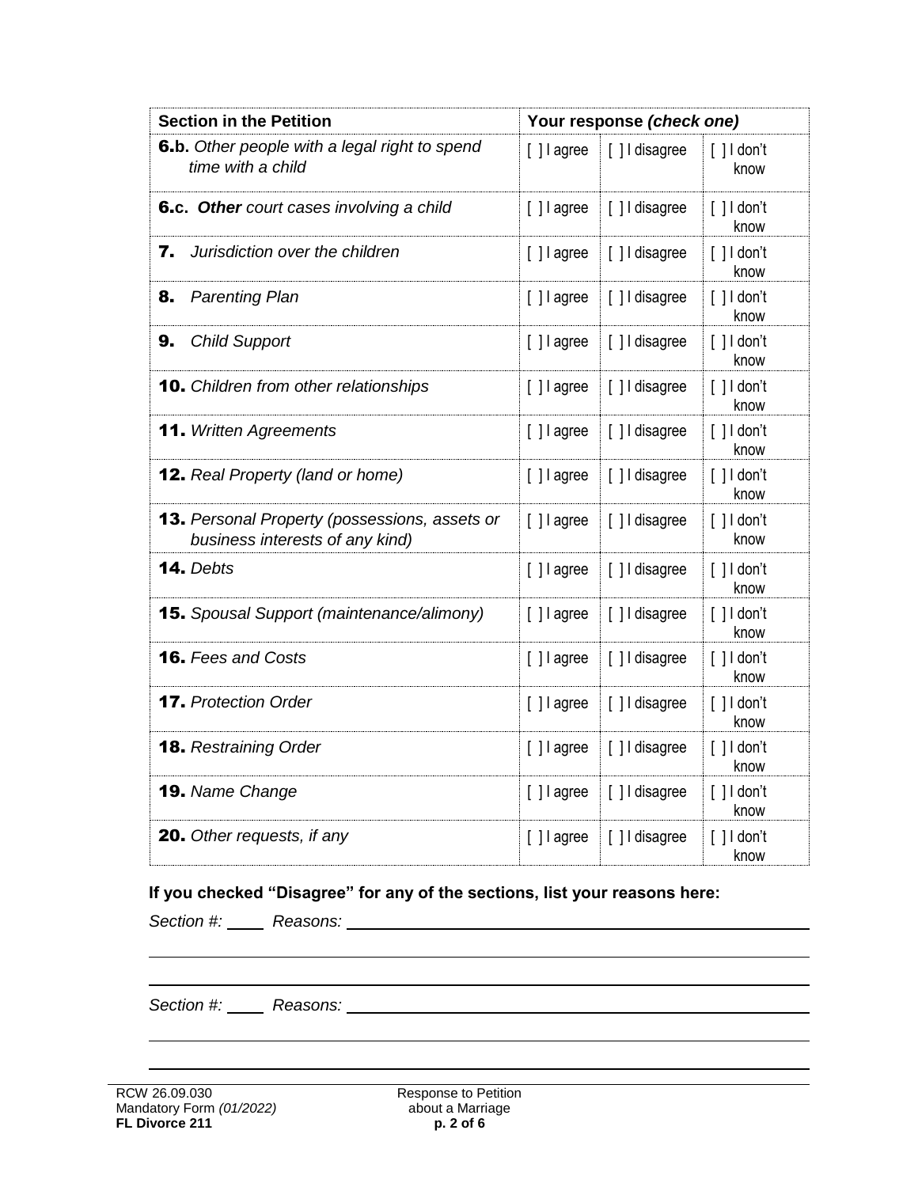| Section in the Petition | Your response *(check one)* | | |
|---|---|---|---|
| **6.b.** *Other people with a legal right to spend time with a child* | [ ] I agree | [ ] I disagree | [ ] I don't know |
| **6.c.** ***Other*** *court cases involving a child* | [ ] I agree | [ ] I disagree | [ ] I don't know |
| **7.** *Jurisdiction over the children* | [ ] I agree | [ ] I disagree | [ ] I don't know |
| **8.** *Parenting Plan* | [ ] I agree | [ ] I disagree | [ ] I don't know |
| **9.** *Child Support* | [ ] I agree | [ ] I disagree | [ ] I don't know |
| **10.** *Children from other relationships* | [ ] I agree | [ ] I disagree | [ ] I don't know |
| **11.** *Written Agreements* | [ ] I agree | [ ] I disagree | [ ] I don't know |
| **12.** *Real Property (land or home)* | [ ] I agree | [ ] I disagree | [ ] I don't know |
| **13.** *Personal Property (possessions, assets or business interests of any kind)* | [ ] I agree | [ ] I disagree | [ ] I don't know |
| **14.** *Debts* | [ ] I agree | [ ] I disagree | [ ] I don't know |
| **15.** *Spousal Support (maintenance/alimony)* | [ ] I agree | [ ] I disagree | [ ] I don't know |
| **16.** *Fees and Costs* | [ ] I agree | [ ] I disagree | [ ] I don't know |
| **17.** *Protection Order* | [ ] I agree | [ ] I disagree | [ ] I don't know |
| **18.** *Restraining Order* | [ ] I agree | [ ] I disagree | [ ] I don't know |
| **19.** *Name Change* | [ ] I agree | [ ] I disagree | [ ] I don't know |
| **20.** *Other requests, if any* | [ ] I agree | [ ] I disagree | [ ] I don't know |

**If you checked "Disagree" for any of the sections, list your reasons here:**

*Section #:* ____ *Reasons:* ______________________________________________

________________________________________________________________

________________________________________________________________

*Section #:* ____ *Reasons:* ______________________________________________

________________________________________________________________

________________________________________________________________

RCW 26.09.030
Mandatory Form *(01/2022)*
**FL Divorce 211**

Response to Petition about a Marriage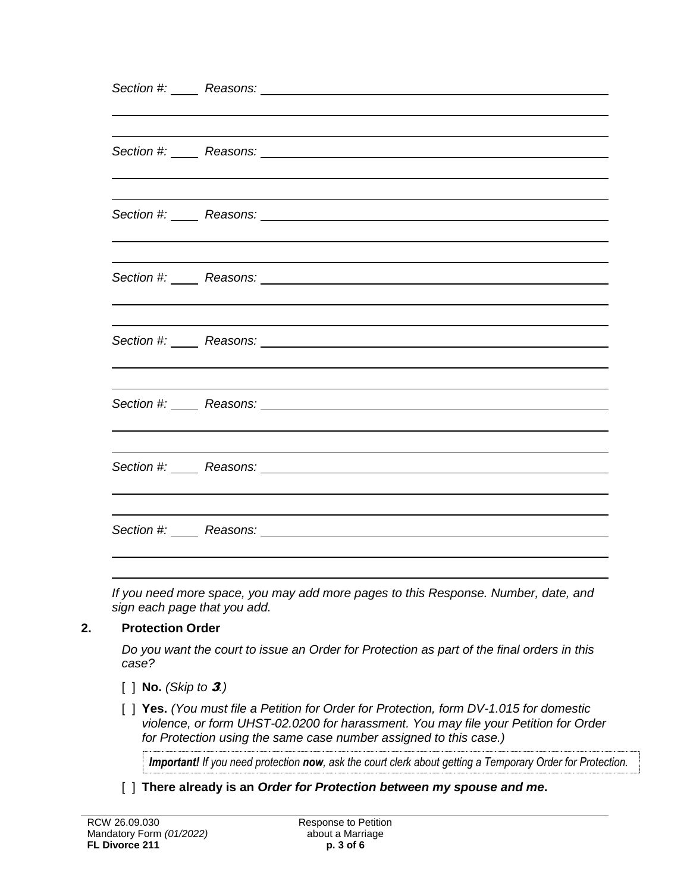*Section #:* ____ *Reasons:* ____________________________________________

______________________________________________________________________

______________________________________________________________________

*Section #:* ____ *Reasons:* ____________________________________________

______________________________________________________________________

______________________________________________________________________

*Section #:* ____ *Reasons:* ____________________________________________

______________________________________________________________________

______________________________________________________________________

*Section #:* ____ *Reasons:* ____________________________________________

______________________________________________________________________

______________________________________________________________________

*Section #:* ____ *Reasons:* ____________________________________________

______________________________________________________________________

______________________________________________________________________

*Section #:* ____ *Reasons:* ____________________________________________

______________________________________________________________________

______________________________________________________________________

*Section #:* ____ *Reasons:* ____________________________________________

______________________________________________________________________

______________________________________________________________________

*Section #:* ____ *Reasons:* ____________________________________________

______________________________________________________________________

______________________________________________________________________

*If you need more space, you may add more pages to this Response. Number, date, and sign each page that you add.*

## 2. Protection Order

*Do you want the court to issue an Order for Protection as part of the final orders in this case?*

[ ] **No.** *(Skip to **3**.)*

[ ] **Yes.** *(You must file a Petition for Order for Protection, form DV-1.015 for domestic violence, or form UHST-02.0200 for harassment. You may file your Petition for Order for Protection using the same case number assigned to this case.)*

> ***Important!** If you need protection **now**, ask the court clerk about getting a Temporary Order for Protection.*

[ ] **There already is an *Order for Protection between my spouse and me*.**

RCW 26.09.030
Mandatory Form *(01/2022)*
**FL Divorce 211**

Response to Petition about a Marriage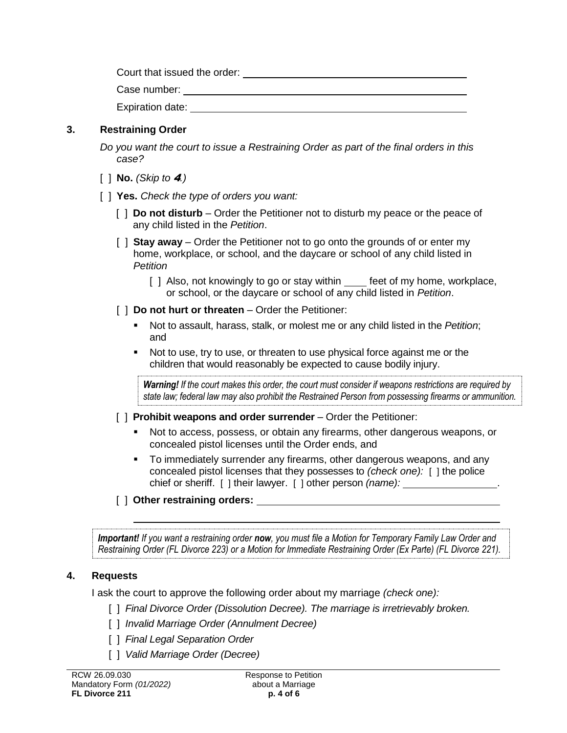Court that issued the order: ____________________

Case number: ____________________

Expiration date: ____________________

### 3. Restraining Order

*Do you want the court to issue a Restraining Order as part of the final orders in this case?*

[ ] **No.** *(Skip to **4**.)*

[ ] **Yes.** *Check the type of orders you want:*

- [ ] **Do not disturb** – Order the Petitioner not to disturb my peace or the peace of any child listed in the *Petition*.
- [ ] **Stay away** – Order the Petitioner not to go onto the grounds of or enter my home, workplace, or school, and the daycare or school of any child listed in *Petition*
  - [ ] Also, not knowingly to go or stay within ____ feet of my home, workplace, or school, or the daycare or school of any child listed in *Petition*.
- [ ] **Do not hurt or threaten** – Order the Petitioner:
  - Not to assault, harass, stalk, or molest me or any child listed in the *Petition*; and
  - Not to use, try to use, or threaten to use physical force against me or the children that would reasonably be expected to cause bodily injury.

  ***Warning!*** *If the court makes this order, the court must consider if weapons restrictions are required by state law; federal law may also prohibit the Restrained Person from possessing firearms or ammunition.*

- [ ] **Prohibit weapons and order surrender** – Order the Petitioner:
  - Not to access, possess, or obtain any firearms, other dangerous weapons, or concealed pistol licenses until the Order ends, and
  - To immediately surrender any firearms, other dangerous weapons, and any concealed pistol licenses that they possesses to *(check one):* [ ] the police chief or sheriff. [ ] their lawyer. [ ] other person *(name):* ____________.
- [ ] **Other restraining orders:** ____________________

  ____________________

***Important!*** *If you want a restraining order **now**, you must file a Motion for Temporary Family Law Order and Restraining Order (FL Divorce 223) or a Motion for Immediate Restraining Order (Ex Parte) (FL Divorce 221).*

### 4. Requests

I ask the court to approve the following order about my marriage *(check one):*

[ ] *Final Divorce Order (Dissolution Decree). The marriage is irretrievably broken.*

[ ] *Invalid Marriage Order (Annulment Decree)*

[ ] *Final Legal Separation Order*

[ ] *Valid Marriage Order (Decree)*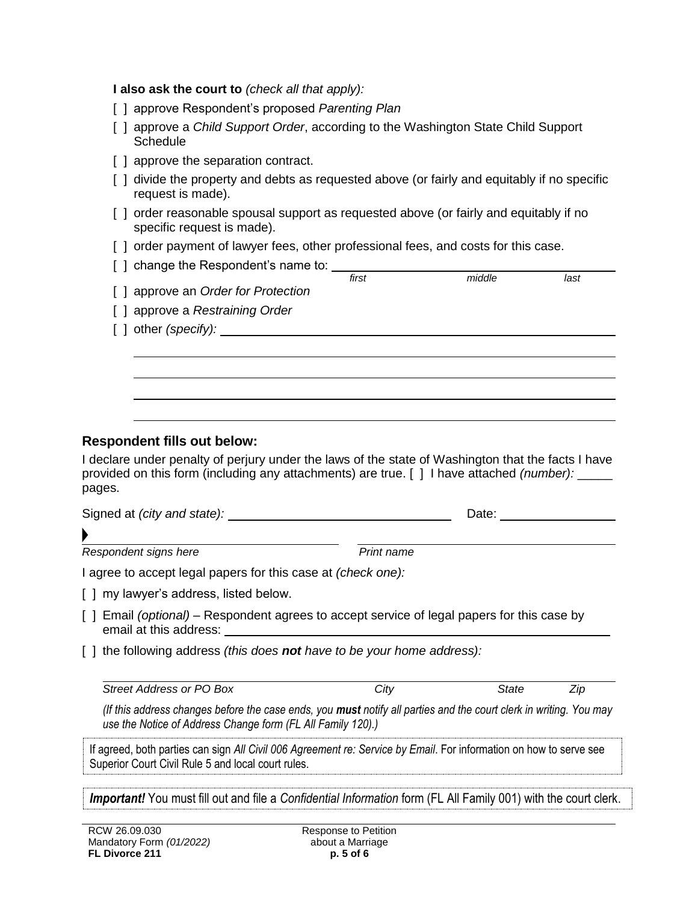**I also ask the court to** *(check all that apply):*

[ ] approve Respondent's proposed *Parenting Plan*

[ ] approve a *Child Support Order*, according to the Washington State Child Support Schedule

[ ] approve the separation contract.

[ ] divide the property and debts as requested above (or fairly and equitably if no specific request is made).

[ ] order reasonable spousal support as requested above (or fairly and equitably if no specific request is made).

[ ] order payment of lawyer fees, other professional fees, and costs for this case.

[ ] change the Respondent's name to: ______________________________
*first* *middle* *last*

[ ] approve an *Order for Protection*

[ ] approve a *Restraining Order*

[ ] other *(specify):* ______________________________

______________________________

______________________________

______________________________

______________________________

## Respondent fills out below:

I declare under penalty of perjury under the laws of the state of Washington that the facts I have provided on this form (including any attachments) are true. [ ] I have attached *(number):* _____ pages.

Signed at *(city and state):* ______________________________ Date: ________________

▶ ______________________________ ______________________________
*Respondent signs here* *Print name*

I agree to accept legal papers for this case at *(check one):*

[ ] my lawyer's address, listed below.

[ ] Email *(optional)* – Respondent agrees to accept service of legal papers for this case by email at this address: ______________________________

[ ] the following address *(this does* ***not*** *have to be your home address):*

______________________________
*Street Address or PO Box* *City* *State* *Zip*

*(If this address changes before the case ends, you* ***must*** *notify all parties and the court clerk in writing. You may use the Notice of Address Change form (FL All Family 120).)*

If agreed, both parties can sign *All Civil 006 Agreement re: Service by Email*. For information on how to serve see Superior Court Civil Rule 5 and local court rules.

***Important!*** You must fill out and file a *Confidential Information* form (FL All Family 001) with the court clerk.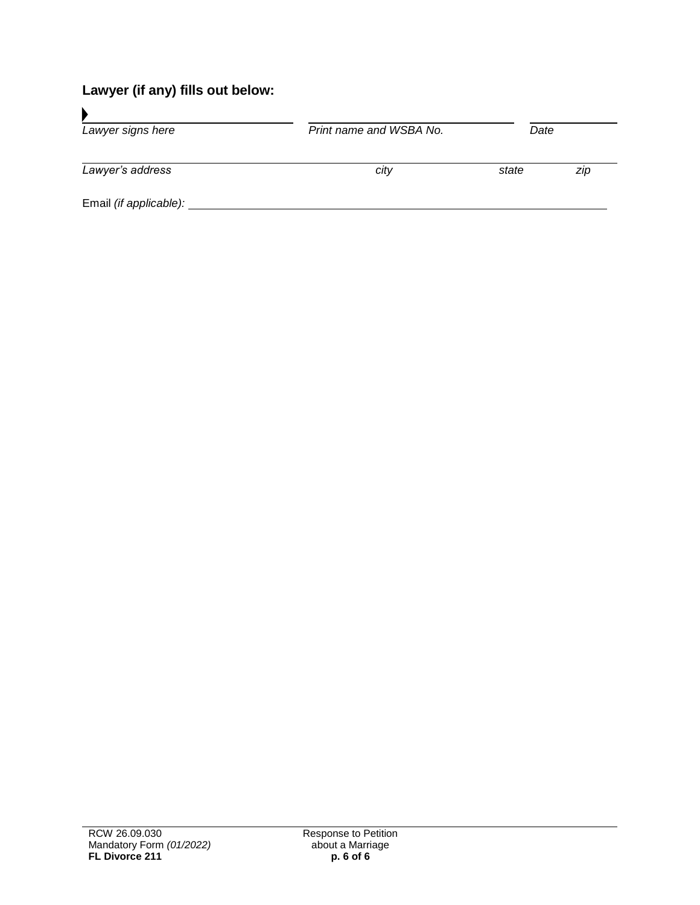**Lawyer (if any) fills out below:**

| | | |
|---|---|---|
| ► _______________________ | _______________________ | __________ |
| *Lawyer signs here* | *Print name and WSBA No.* | *Date* |

| | | | |
|---|---|---|---|
| _______________________ | | | |
| *Lawyer's address* | *city* | *state* | *zip* |

Email *(if applicable):* ________________________________________________